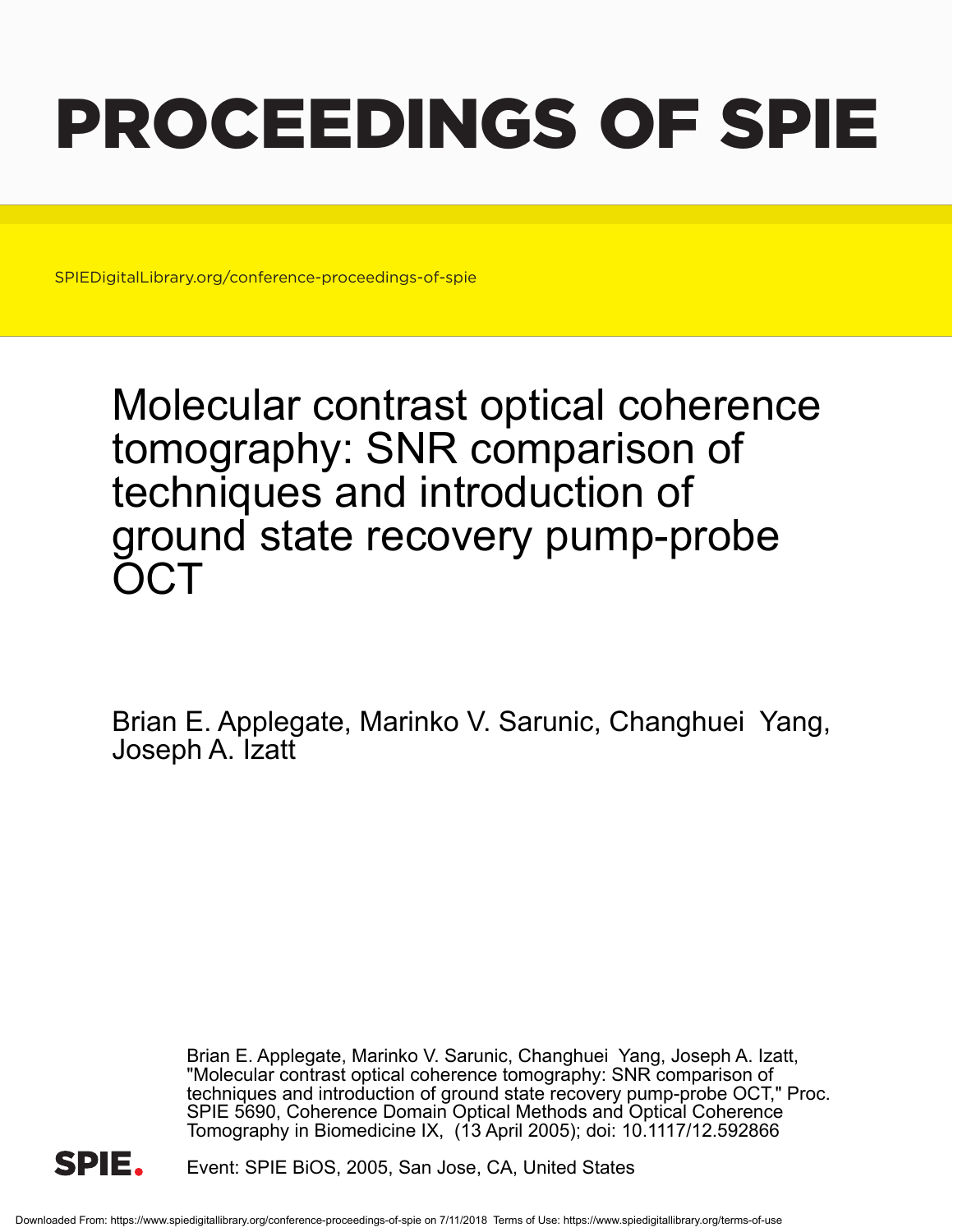# PROCEEDINGS OF SPIE

SPIEDigitalLibrary.org/conference-proceedings-of-spie

# Molecular contrast optical coherence tomography: SNR comparison of techniques and introduction of ground state recovery pump-probe OCT

Brian E. Applegate, Marinko V. Sarunic, Changhuei Yang, Joseph A. Izatt

Brian E. Applegate, Marinko V. Sarunic, Changhuei Yang, Joseph A. Izatt, "Molecular contrast optical coherence tomography: SNR comparison of techniques and introduction of ground state recovery pump-probe OCT," Proc. SPIE 5690, Coherence Domain Optical Methods and Optical Coherence Tomography in Biomedicine IX, (13 April 2005); doi: 10.1117/12.592866

Event: SPIE BiOS, 2005, San Jose, CA, United States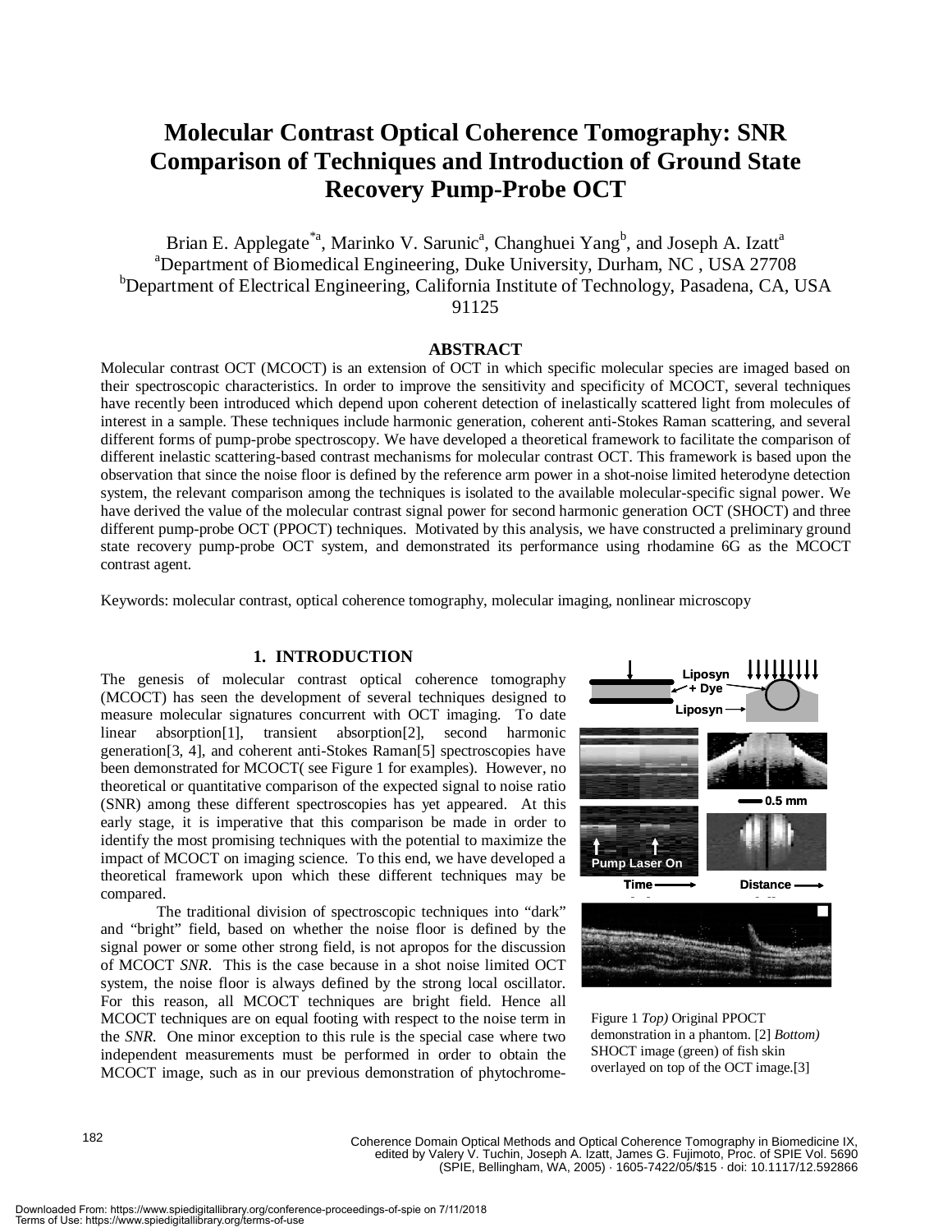# Molecular Contrast Optical Coherence Tomography: SNR Comparison of Techniques and Introduction of Ground State Recovery Pump-Probe OCT

Brian E. Applegate[*a], Marinko V. Sarunic[a], Changhuei Yang[b], and Joseph A. Izatt[a]

[a]Department of Biomedical Engineering, Duke University, Durham, NC , USA 27708

[b]Department of Electrical Engineering, California Institute of Technology, Pasadena, CA, USA 91125

## ABSTRACT

Molecular contrast OCT (MCOCT) is an extension of OCT in which specific molecular species are imaged based on their spectroscopic characteristics. In order to improve the sensitivity and specificity of MCOCT, several techniques have recently been introduced which depend upon coherent detection of inelastically scattered light from molecules of interest in a sample. These techniques include harmonic generation, coherent anti-Stokes Raman scattering, and several different forms of pump-probe spectroscopy. We have developed a theoretical framework to facilitate the comparison of different inelastic scattering-based contrast mechanisms for molecular contrast OCT. This framework is based upon the observation that since the noise floor is defined by the reference arm power in a shot-noise limited heterodyne detection system, the relevant comparison among the techniques is isolated to the available molecular-specific signal power. We have derived the value of the molecular contrast signal power for second harmonic generation OCT (SHOCT) and three different pump-probe OCT (PPOCT) techniques. Motivated by this analysis, we have constructed a preliminary ground state recovery pump-probe OCT system, and demonstrated its performance using rhodamine 6G as the MCOCT contrast agent.

Keywords: molecular contrast, optical coherence tomography, molecular imaging, nonlinear microscopy

## 1. INTRODUCTION

The genesis of molecular contrast optical coherence tomography (MCOCT) has seen the development of several techniques designed to measure molecular signatures concurrent with OCT imaging. To date linear absorption[1], transient absorption[2], second harmonic generation[3, 4], and coherent anti-Stokes Raman[5] spectroscopies have been demonstrated for MCOCT( see Figure 1 for examples). However, no theoretical or quantitative comparison of the expected signal to noise ratio (SNR) among these different spectroscopies has yet appeared. At this early stage, it is imperative that this comparison be made in order to identify the most promising techniques with the potential to maximize the impact of MCOCT on imaging science. To this end, we have developed a theoretical framework upon which these different techniques may be compared.

The traditional division of spectroscopic techniques into "dark" and "bright" field, based on whether the noise floor is defined by the signal power or some other strong field, is not apropos for the discussion of MCOCT *SNR*. This is the case because in a shot noise limited OCT system, the noise floor is always defined by the strong local oscillator. For this reason, all MCOCT techniques are bright field. Hence all MCOCT techniques are on equal footing with respect to the noise term in the *SNR*. One minor exception to this rule is the special case where two independent measurements must be performed in order to obtain the MCOCT image, such as in our previous demonstration of phytochrome-

Figure 1 *Top)* Original PPOCT demonstration in a phantom. [2] *Bottom)* SHOCT image (green) of fish skin overlayed on top of the OCT image.[3]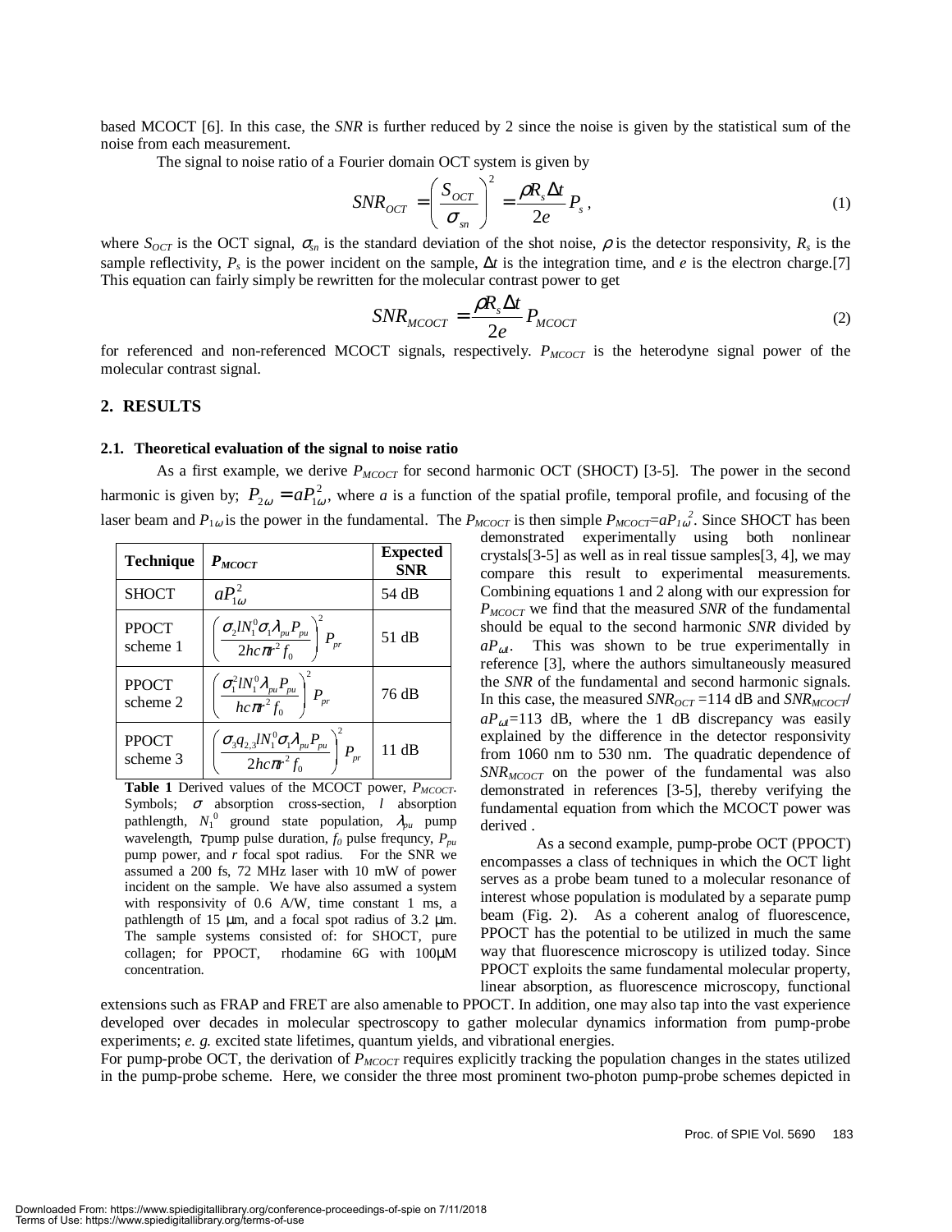based MCOCT [6]. In this case, the *SNR* is further reduced by 2 since the noise is given by the statistical sum of the noise from each measurement.

The signal to noise ratio of a Fourier domain OCT system is given by

$$SNR_{OCT} = \left(\frac{S_{OCT}}{\sigma_{sn}}\right)^2 = \frac{\rho R_s \Delta t}{2e} P_s \,, \tag{1}$$

where $S_{OCT}$ is the OCT signal, $\sigma_{sn}$ is the standard deviation of the shot noise, $\rho$ is the detector responsivity, $R_s$ is the sample reflectivity, $P_s$ is the power incident on the sample, $\Delta t$ is the integration time, and *e* is the electron charge.[7] This equation can fairly simply be rewritten for the molecular contrast power to get

$$SNR_{MCOCT} = \frac{\rho R_s \Delta t}{2e} P_{MCOCT} \tag{2}$$

for referenced and non-referenced MCOCT signals, respectively. $P_{MCOCT}$ is the heterodyne signal power of the molecular contrast signal.

## 2. RESULTS

### 2.1. Theoretical evaluation of the signal to noise ratio

As a first example, we derive $P_{MCOCT}$ for second harmonic OCT (SHOCT) [3-5]. The power in the second harmonic is given by; $P_{2\omega} = aP_{1\omega}^2$, where *a* is a function of the spatial profile, temporal profile, and focusing of the laser beam and $P_{1\omega}$ is the power in the fundamental. The $P_{MCOCT}$ is then simple $P_{MCOCT}=aP_{1\omega}^2$. Since SHOCT has been demonstrated experimentally using both nonlinear crystals[3-5] as well as in real tissue samples[3, 4], we may compare this result to experimental measurements. Combining equations 1 and 2 along with our expression for $P_{MCOCT}$ we find that the measured *SNR* of the fundamental should be equal to the second harmonic *SNR* divided by $aP_{\omega t}$. This was shown to be true experimentally in reference [3], where the authors simultaneously measured the *SNR* of the fundamental and second harmonic signals. In this case, the measured $SNR_{OCT}$ =114 dB and $SNR_{MCOCT}/aP_{\omega t}$=113 dB, where the 1 dB discrepancy was easily explained by the difference in the detector responsivity from 1060 nm to 530 nm. The quadratic dependence of $SNR_{MCOCT}$ on the power of the fundamental was also demonstrated in references [3-5], thereby verifying the fundamental equation from which the MCOCT power was derived .

| Technique | $P_{MCOCT}$ | Expected SNR |
|---|---|---|
| SHOCT | $aP_{1\omega}^2$ | 54 dB |
| PPOCT scheme 1 | $\left(\frac{\sigma_2 l N_1^0 \sigma_1 \lambda_{pu} P_{pu}}{2hc\pi r^2 f_0}\right)^2 P_{pr}$ | 51 dB |
| PPOCT scheme 2 | $\left(\frac{\sigma_1^2 l N_1^0 \lambda_{pu} P_{pu}}{hc\pi r^2 f_0}\right)^2 P_{pr}$ | 76 dB |
| PPOCT scheme 3 | $\left(\frac{\sigma_3 q_{2,3} l N_1^0 \sigma_1 \lambda_{pu} P_{pu}}{2hc\pi r^2 f_0}\right)^2 P_{pr}$ | 11 dB |

**Table 1** Derived values of the MCOCT power, $P_{MCOCT}$. Symbols; $\sigma$ absorption cross-section, *l* absorption pathlength, $N_1^0$ ground state population, $\lambda_{pu}$ pump wavelength, $\tau$ pump pulse duration, $f_0$ pulse frequncy, $P_{pu}$ pump power, and *r* focal spot radius. For the SNR we assumed a 200 fs, 72 MHz laser with 10 mW of power incident on the sample. We have also assumed a system with responsivity of 0.6 A/W, time constant 1 ms, a pathlength of 15 μm, and a focal spot radius of 3.2 μm. The sample systems consisted of: for SHOCT, pure collagen; for PPOCT, rhodamine 6G with 100μM concentration.

As a second example, pump-probe OCT (PPOCT) encompasses a class of techniques in which the OCT light serves as a probe beam tuned to a molecular resonance of interest whose population is modulated by a separate pump beam (Fig. 2). As a coherent analog of fluorescence, PPOCT has the potential to be utilized in much the same way that fluorescence microscopy is utilized today. Since PPOCT exploits the same fundamental molecular property, linear absorption, as fluorescence microscopy, functional extensions such as FRAP and FRET are also amenable to PPOCT. In addition, one may also tap into the vast experience developed over decades in molecular spectroscopy to gather molecular dynamics information from pump-probe experiments; *e. g.* excited state lifetimes, quantum yields, and vibrational energies.

For pump-probe OCT, the derivation of $P_{MCOCT}$ requires explicitly tracking the population changes in the states utilized in the pump-probe scheme. Here, we consider the three most prominent two-photon pump-probe schemes depicted in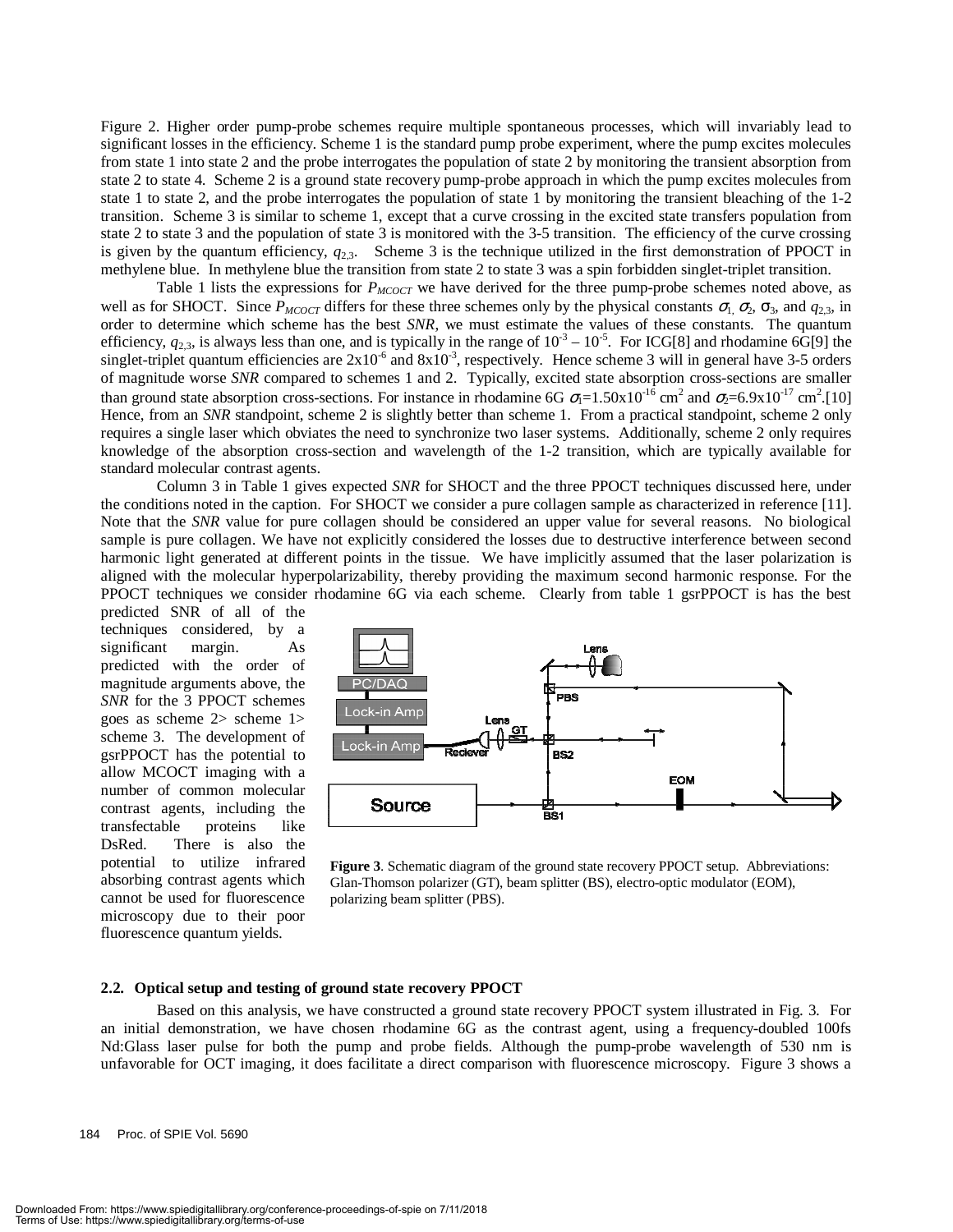Figure 2. Higher order pump-probe schemes require multiple spontaneous processes, which will invariably lead to significant losses in the efficiency. Scheme 1 is the standard pump probe experiment, where the pump excites molecules from state 1 into state 2 and the probe interrogates the population of state 2 by monitoring the transient absorption from state 2 to state 4. Scheme 2 is a ground state recovery pump-probe approach in which the pump excites molecules from state 1 to state 2, and the probe interrogates the population of state 1 by monitoring the transient bleaching of the 1-2 transition. Scheme 3 is similar to scheme 1, except that a curve crossing in the excited state transfers population from state 2 to state 3 and the population of state 3 is monitored with the 3-5 transition. The efficiency of the curve crossing is given by the quantum efficiency, $q_{2,3}$. Scheme 3 is the technique utilized in the first demonstration of PPOCT in methylene blue. In methylene blue the transition from state 2 to state 3 was a spin forbidden singlet-triplet transition.

Table 1 lists the expressions for $P_{MCOCT}$ we have derived for the three pump-probe schemes noted above, as well as for SHOCT. Since $P_{MCOCT}$ differs for these three schemes only by the physical constants $\sigma_1$, $\sigma_2$, $\sigma_3$, and $q_{2,3}$, in order to determine which scheme has the best *SNR*, we must estimate the values of these constants. The quantum efficiency, $q_{2,3}$, is always less than one, and is typically in the range of $10^{-3} – 10^{-5}$. For ICG[8] and rhodamine 6G[9] the singlet-triplet quantum efficiencies are $2x10^{-6}$ and $8x10^{-3}$, respectively. Hence scheme 3 will in general have 3-5 orders of magnitude worse *SNR* compared to schemes 1 and 2. Typically, excited state absorption cross-sections are smaller than ground state absorption cross-sections. For instance in rhodamine 6G $\sigma_1=1.50x10^{-16}$ cm$^2$ and $\sigma_2=6.9x10^{-17}$ cm$^2$.[10] Hence, from an *SNR* standpoint, scheme 2 is slightly better than scheme 1. From a practical standpoint, scheme 2 only requires a single laser which obviates the need to synchronize two laser systems. Additionally, scheme 2 only requires knowledge of the absorption cross-section and wavelength of the 1-2 transition, which are typically available for standard molecular contrast agents.

Column 3 in Table 1 gives expected *SNR* for SHOCT and the three PPOCT techniques discussed here, under the conditions noted in the caption. For SHOCT we consider a pure collagen sample as characterized in reference [11]. Note that the *SNR* value for pure collagen should be considered an upper value for several reasons. No biological sample is pure collagen. We have not explicitly considered the losses due to destructive interference between second harmonic light generated at different points in the tissue. We have implicitly assumed that the laser polarization is aligned with the molecular hyperpolarizability, thereby providing the maximum second harmonic response. For the PPOCT techniques we consider rhodamine 6G via each scheme. Clearly from table 1 gsrPPOCT is has the best predicted SNR of all of the techniques considered, by a significant margin. As predicted with the order of magnitude arguments above, the *SNR* for the 3 PPOCT schemes goes as scheme 2> scheme 1> scheme 3. The development of gsrPPOCT has the potential to allow MCOCT imaging with a number of common molecular contrast agents, including the transfectable proteins like DsRed. There is also the potential to utilize infrared absorbing contrast agents which cannot be used for fluorescence microscopy due to their poor fluorescence quantum yields.

**Figure 3**. Schematic diagram of the ground state recovery PPOCT setup. Abbreviations: Glan-Thomson polarizer (GT), beam splitter (BS), electro-optic modulator (EOM), polarizing beam splitter (PBS).

### 2.2. Optical setup and testing of ground state recovery PPOCT

Based on this analysis, we have constructed a ground state recovery PPOCT system illustrated in Fig. 3. For an initial demonstration, we have chosen rhodamine 6G as the contrast agent, using a frequency-doubled 100fs Nd:Glass laser pulse for both the pump and probe fields. Although the pump-probe wavelength of 530 nm is unfavorable for OCT imaging, it does facilitate a direct comparison with fluorescence microscopy. Figure 3 shows a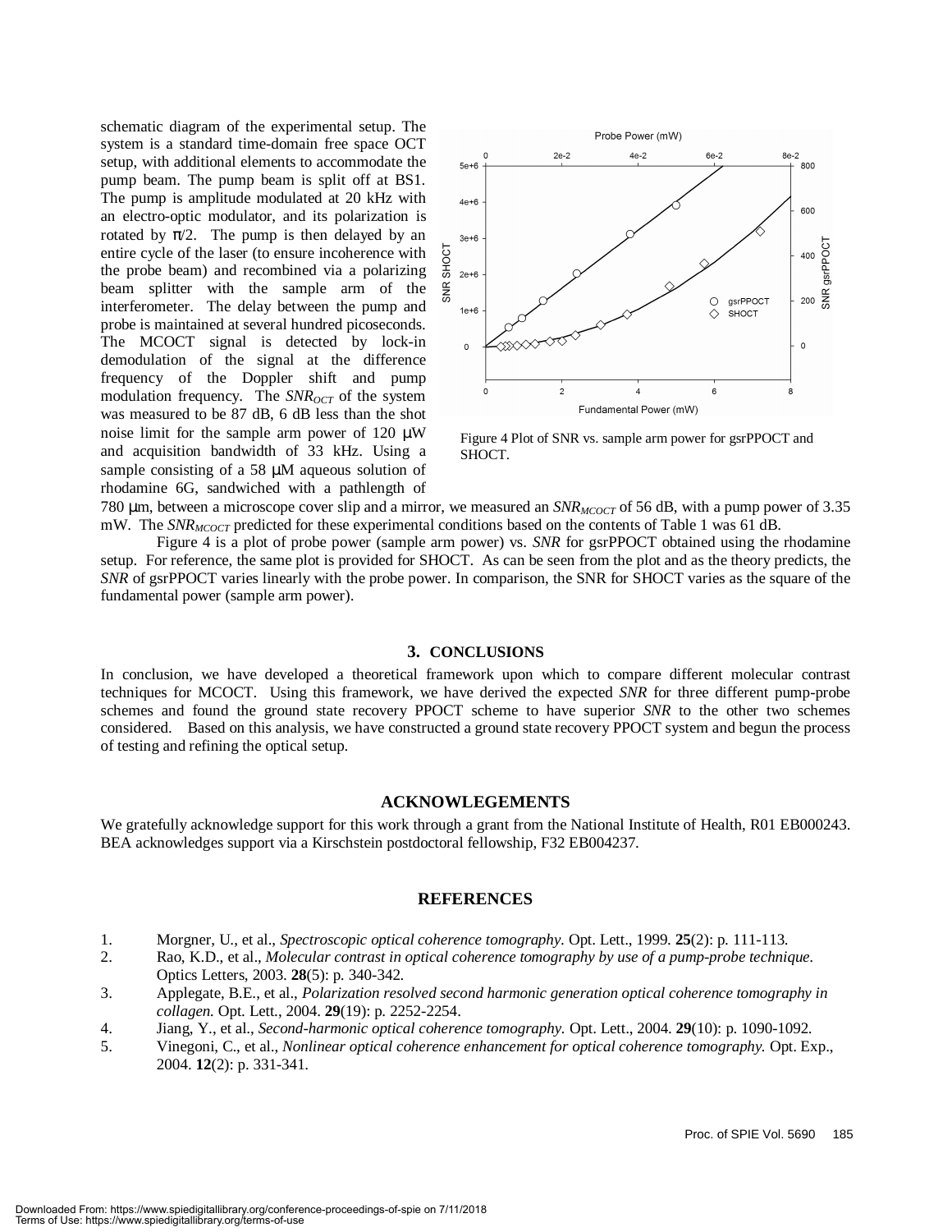schematic diagram of the experimental setup. The system is a standard time-domain free space OCT setup, with additional elements to accommodate the pump beam. The pump beam is split off at BS1. The pump is amplitude modulated at 20 kHz with an electro-optic modulator, and its polarization is rotated by $\pi/2$. The pump is then delayed by an entire cycle of the laser (to ensure incoherence with the probe beam) and recombined via a polarizing beam splitter with the sample arm of the interferometer. The delay between the pump and probe is maintained at several hundred picoseconds. The MCOCT signal is detected by lock-in demodulation of the signal at the difference frequency of the Doppler shift and pump modulation frequency. The $SNR_{OCT}$ of the system was measured to be 87 dB, 6 dB less than the shot noise limit for the sample arm power of 120 μW and acquisition bandwidth of 33 kHz. Using a sample consisting of a 58 μM aqueous solution of rhodamine 6G, sandwiched with a pathlength of 780 μm, between a microscope cover slip and a mirror, we measured an $SNR_{MCOCT}$ of 56 dB, with a pump power of 3.35 mW. The $SNR_{MCOCT}$ predicted for these experimental conditions based on the contents of Table 1 was 61 dB.

Figure 4 Plot of SNR vs. sample arm power for gsrPPOCT and SHOCT.

Figure 4 is a plot of probe power (sample arm power) vs. *SNR* for gsrPPOCT obtained using the rhodamine setup. For reference, the same plot is provided for SHOCT. As can be seen from the plot and as the theory predicts, the *SNR* of gsrPPOCT varies linearly with the probe power. In comparison, the SNR for SHOCT varies as the square of the fundamental power (sample arm power).

## 3. CONCLUSIONS

In conclusion, we have developed a theoretical framework upon which to compare different molecular contrast techniques for MCOCT. Using this framework, we have derived the expected *SNR* for three different pump-probe schemes and found the ground state recovery PPOCT scheme to have superior *SNR* to the other two schemes considered. Based on this analysis, we have constructed a ground state recovery PPOCT system and begun the process of testing and refining the optical setup.

## ACKNOWLEGEMENTS

We gratefully acknowledge support for this work through a grant from the National Institute of Health, R01 EB000243. BEA acknowledges support via a Kirschstein postdoctoral fellowship, F32 EB004237.

## REFERENCES

1. Morgner, U., et al., *Spectroscopic optical coherence tomography.* Opt. Lett., 1999. **25**(2): p. 111-113.
2. Rao, K.D., et al., *Molecular contrast in optical coherence tomography by use of a pump-probe technique.* Optics Letters, 2003. **28**(5): p. 340-342.
3. Applegate, B.E., et al., *Polarization resolved second harmonic generation optical coherence tomography in collagen.* Opt. Lett., 2004. **29**(19): p. 2252-2254.
4. Jiang, Y., et al., *Second-harmonic optical coherence tomography.* Opt. Lett., 2004. **29**(10): p. 1090-1092.
5. Vinegoni, C., et al., *Nonlinear optical coherence enhancement for optical coherence tomography.* Opt. Exp., 2004. **12**(2): p. 331-341.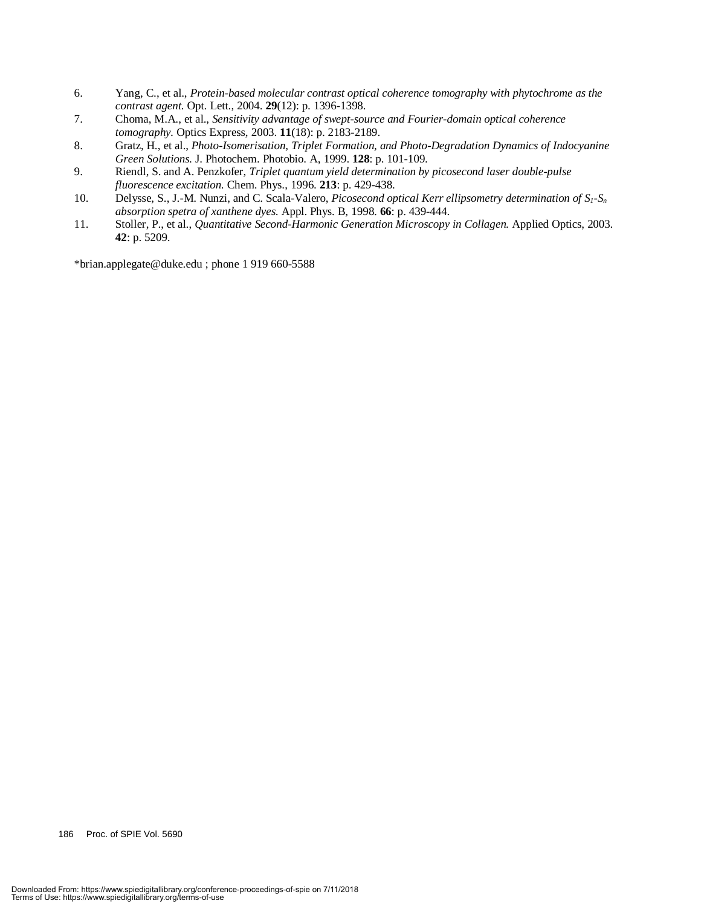6. Yang, C., et al., *Protein-based molecular contrast optical coherence tomography with phytochrome as the contrast agent.* Opt. Lett., 2004. **29**(12): p. 1396-1398.
7. Choma, M.A., et al., *Sensitivity advantage of swept-source and Fourier-domain optical coherence tomography.* Optics Express, 2003. **11**(18): p. 2183-2189.
8. Gratz, H., et al., *Photo-Isomerisation, Triplet Formation, and Photo-Degradation Dynamics of Indocyanine Green Solutions.* J. Photochem. Photobio. A, 1999. **128**: p. 101-109.
9. Riendl, S. and A. Penzkofer, *Triplet quantum yield determination by picosecond laser double-pulse fluorescence excitation.* Chem. Phys., 1996. **213**: p. 429-438.
10. Delysse, S., J.-M. Nunzi, and C. Scala-Valero, *Picosecond optical Kerr ellipsometry determination of $S_1$-$S_n$ absorption spetra of xanthene dyes.* Appl. Phys. B, 1998. **66**: p. 439-444.
11. Stoller, P., et al., *Quantitative Second-Harmonic Generation Microscopy in Collagen.* Applied Optics, 2003. **42**: p. 5209.

*brian.applegate@duke.edu ; phone 1 919 660-5588